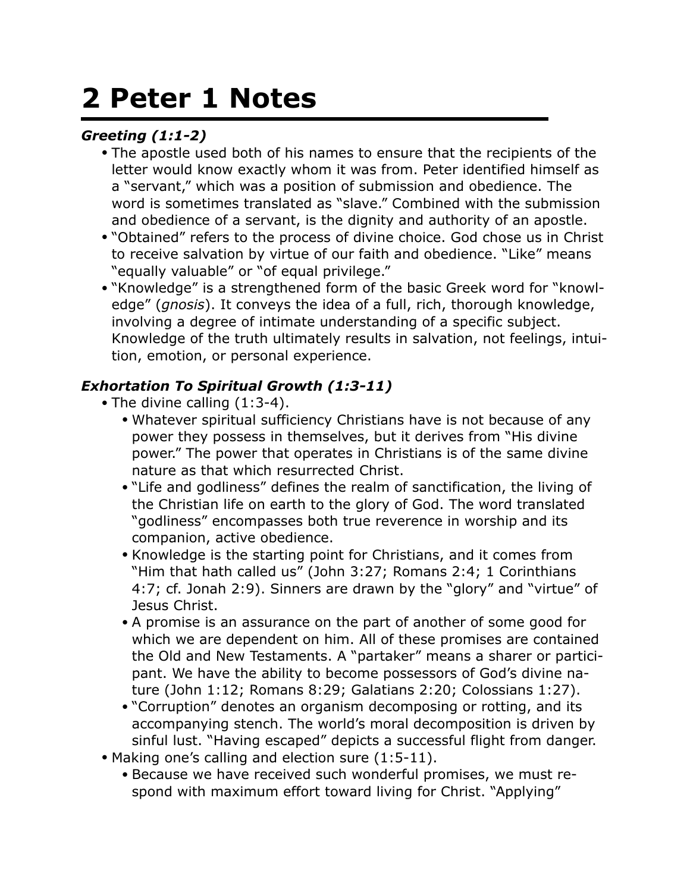# 2 Peter 1 Notes

### *Greeting (1:1-2)*

- The apostle used both of his names to ensure that the recipients of the letter would know exactly whom it was from. Peter identified himself as a "servant," which was a position of submission and obedience. The word is sometimes translated as "slave." Combined with the submission and obedience of a servant, is the dignity and authority of an apostle.
- "Obtained" refers to the process of divine choice. God chose us in Christ to receive salvation by virtue of our faith and obedience. "Like" means "equally valuable" or "of equal privilege."
- "Knowledge" is a strengthened form of the basic Greek word for "knowledge" (*gnosis*). It conveys the idea of a full, rich, thorough knowledge, involving a degree of intimate understanding of a specific subject. Knowledge of the truth ultimately results in salvation, not feelings, intuition, emotion, or personal experience.

### *Exhortation To Spiritual Growth (1:3-11)*

- The divine calling (1:3-4).
  - Whatever spiritual sufficiency Christians have is not because of any power they possess in themselves, but it derives from "His divine power." The power that operates in Christians is of the same divine nature as that which resurrected Christ.
  - "Life and godliness" defines the realm of sanctification, the living of the Christian life on earth to the glory of God. The word translated "godliness" encompasses both true reverence in worship and its companion, active obedience.
  - Knowledge is the starting point for Christians, and it comes from "Him that hath called us" (John 3:27; Romans 2:4; 1 Corinthians 4:7; cf. Jonah 2:9). Sinners are drawn by the "glory" and "virtue" of Jesus Christ.
  - A promise is an assurance on the part of another of some good for which we are dependent on him. All of these promises are contained the Old and New Testaments. A "partaker" means a sharer or participant. We have the ability to become possessors of God's divine nature (John 1:12; Romans 8:29; Galatians 2:20; Colossians 1:27).
  - "Corruption" denotes an organism decomposing or rotting, and its accompanying stench. The world's moral decomposition is driven by sinful lust. "Having escaped" depicts a successful flight from danger.
- Making one's calling and election sure (1:5-11).
  - Because we have received such wonderful promises, we must respond with maximum effort toward living for Christ. "Applying"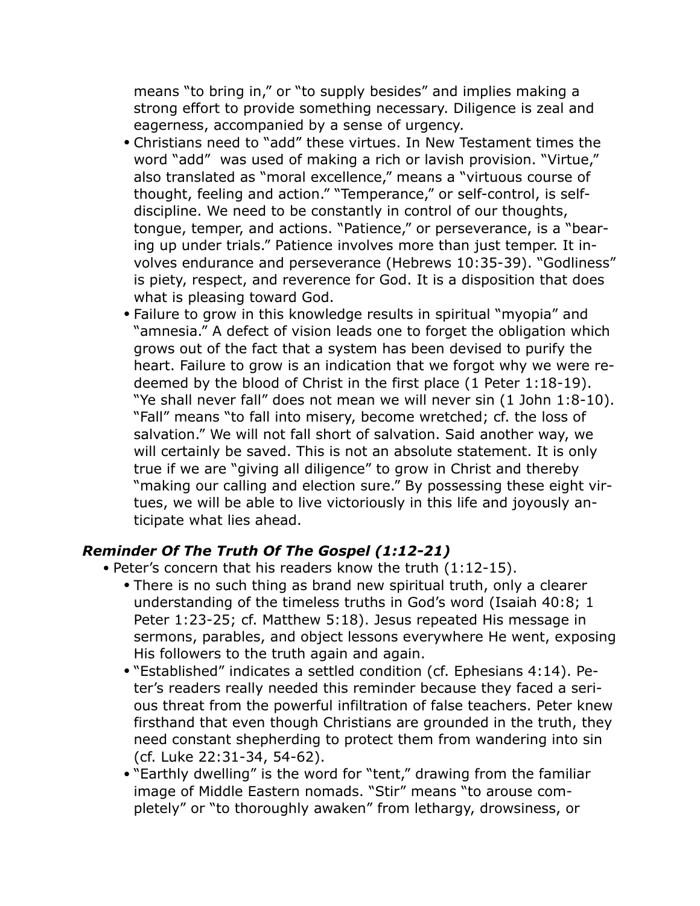means "to bring in," or "to supply besides" and implies making a strong effort to provide something necessary. Diligence is zeal and eagerness, accompanied by a sense of urgency.

- Christians need to "add" these virtues. In New Testament times the word "add" was used of making a rich or lavish provision. "Virtue," also translated as "moral excellence," means a "virtuous course of thought, feeling and action." "Temperance," or self-control, is self-discipline. We need to be constantly in control of our thoughts, tongue, temper, and actions. "Patience," or perseverance, is a "bearing up under trials." Patience involves more than just temper. It involves endurance and perseverance (Hebrews 10:35-39). "Godliness" is piety, respect, and reverence for God. It is a disposition that does what is pleasing toward God.
- Failure to grow in this knowledge results in spiritual "myopia" and "amnesia." A defect of vision leads one to forget the obligation which grows out of the fact that a system has been devised to purify the heart. Failure to grow is an indication that we forgot why we were redeemed by the blood of Christ in the first place (1 Peter 1:18-19). "Ye shall never fall" does not mean we will never sin (1 John 1:8-10). "Fall" means "to fall into misery, become wretched; cf. the loss of salvation." We will not fall short of salvation. Said another way, we will certainly be saved. This is not an absolute statement. It is only true if we are "giving all diligence" to grow in Christ and thereby "making our calling and election sure." By possessing these eight virtues, we will be able to live victoriously in this life and joyously anticipate what lies ahead.

### *Reminder Of The Truth Of The Gospel (1:12-21)*

- Peter's concern that his readers know the truth (1:12-15).
  - There is no such thing as brand new spiritual truth, only a clearer understanding of the timeless truths in God's word (Isaiah 40:8; 1 Peter 1:23-25; cf. Matthew 5:18). Jesus repeated His message in sermons, parables, and object lessons everywhere He went, exposing His followers to the truth again and again.
  - "Established" indicates a settled condition (cf. Ephesians 4:14). Peter's readers really needed this reminder because they faced a serious threat from the powerful infiltration of false teachers. Peter knew firsthand that even though Christians are grounded in the truth, they need constant shepherding to protect them from wandering into sin (cf. Luke 22:31-34, 54-62).
  - "Earthly dwelling" is the word for "tent," drawing from the familiar image of Middle Eastern nomads. "Stir" means "to arouse completely" or "to thoroughly awaken" from lethargy, drowsiness, or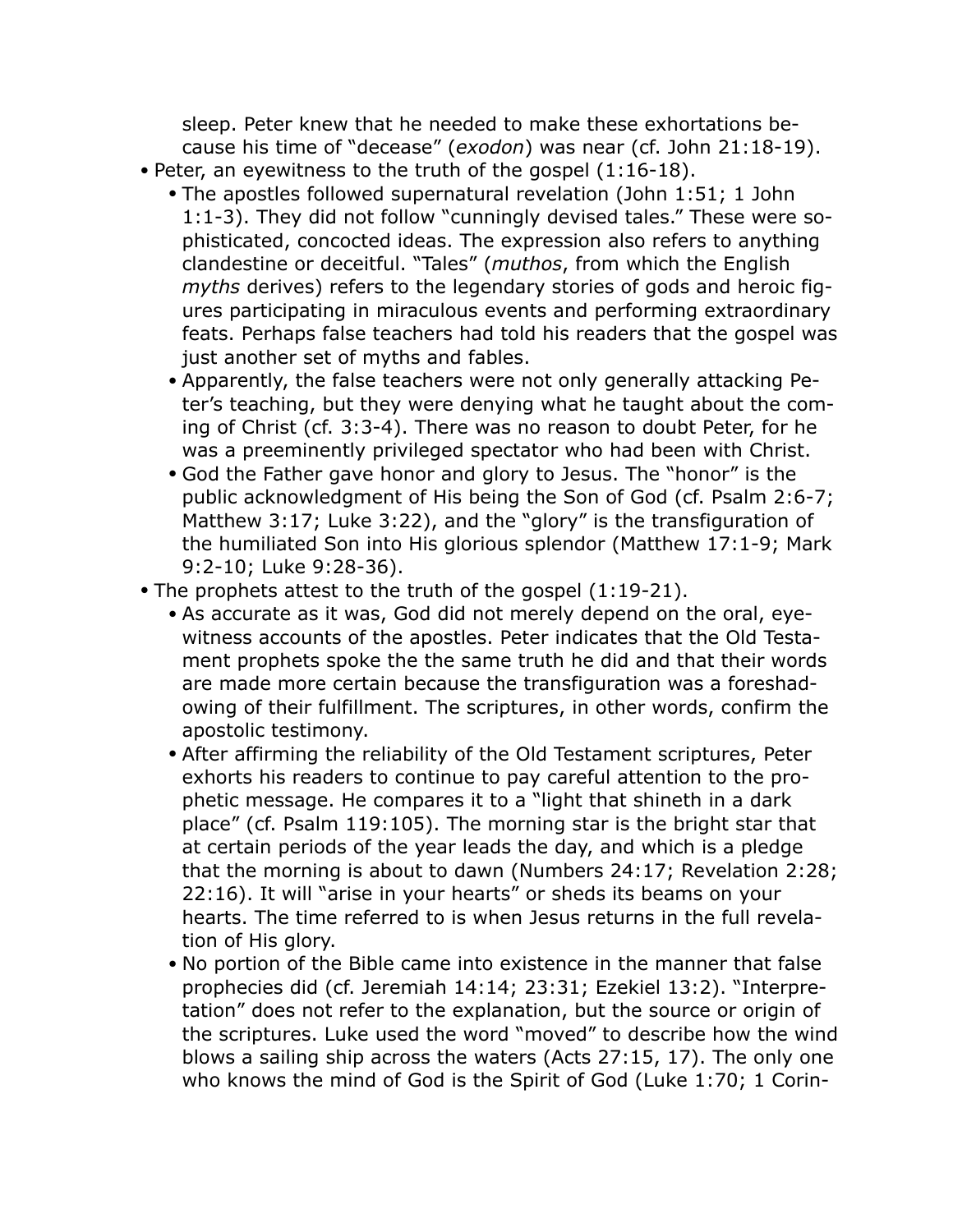sleep. Peter knew that he needed to make these exhortations because his time of "decease" (*exodon*) was near (cf. John 21:18-19).

- Peter, an eyewitness to the truth of the gospel (1:16-18).
  - The apostles followed supernatural revelation (John 1:51; 1 John 1:1-3). They did not follow "cunningly devised tales." These were sophisticated, concocted ideas. The expression also refers to anything clandestine or deceitful. "Tales" (*muthos*, from which the English *myths* derives) refers to the legendary stories of gods and heroic figures participating in miraculous events and performing extraordinary feats. Perhaps false teachers had told his readers that the gospel was just another set of myths and fables.
  - Apparently, the false teachers were not only generally attacking Peter's teaching, but they were denying what he taught about the coming of Christ (cf. 3:3-4). There was no reason to doubt Peter, for he was a preeminently privileged spectator who had been with Christ.
  - God the Father gave honor and glory to Jesus. The "honor" is the public acknowledgment of His being the Son of God (cf. Psalm 2:6-7; Matthew 3:17; Luke 3:22), and the "glory" is the transfiguration of the humiliated Son into His glorious splendor (Matthew 17:1-9; Mark 9:2-10; Luke 9:28-36).
- The prophets attest to the truth of the gospel (1:19-21).
  - As accurate as it was, God did not merely depend on the oral, eyewitness accounts of the apostles. Peter indicates that the Old Testament prophets spoke the the same truth he did and that their words are made more certain because the transfiguration was a foreshadowing of their fulfillment. The scriptures, in other words, confirm the apostolic testimony.
  - After affirming the reliability of the Old Testament scriptures, Peter exhorts his readers to continue to pay careful attention to the prophetic message. He compares it to a "light that shineth in a dark place" (cf. Psalm 119:105). The morning star is the bright star that at certain periods of the year leads the day, and which is a pledge that the morning is about to dawn (Numbers 24:17; Revelation 2:28; 22:16). It will "arise in your hearts" or sheds its beams on your hearts. The time referred to is when Jesus returns in the full revelation of His glory.
  - No portion of the Bible came into existence in the manner that false prophecies did (cf. Jeremiah 14:14; 23:31; Ezekiel 13:2). "Interpretation" does not refer to the explanation, but the source or origin of the scriptures. Luke used the word "moved" to describe how the wind blows a sailing ship across the waters (Acts 27:15, 17). The only one who knows the mind of God is the Spirit of God (Luke 1:70; 1 Corin-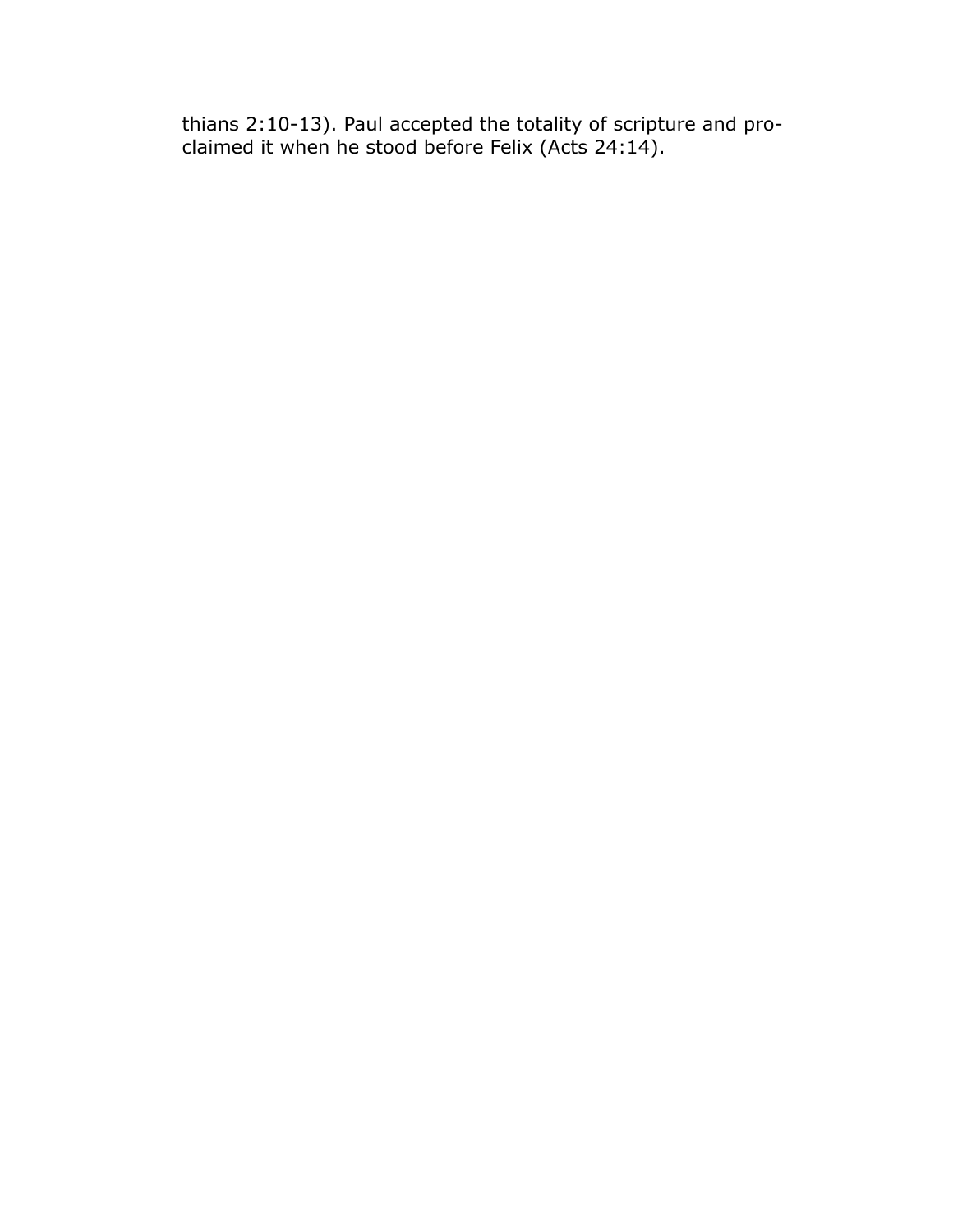thians 2:10-13). Paul accepted the totality of scripture and proclaimed it when he stood before Felix (Acts 24:14).